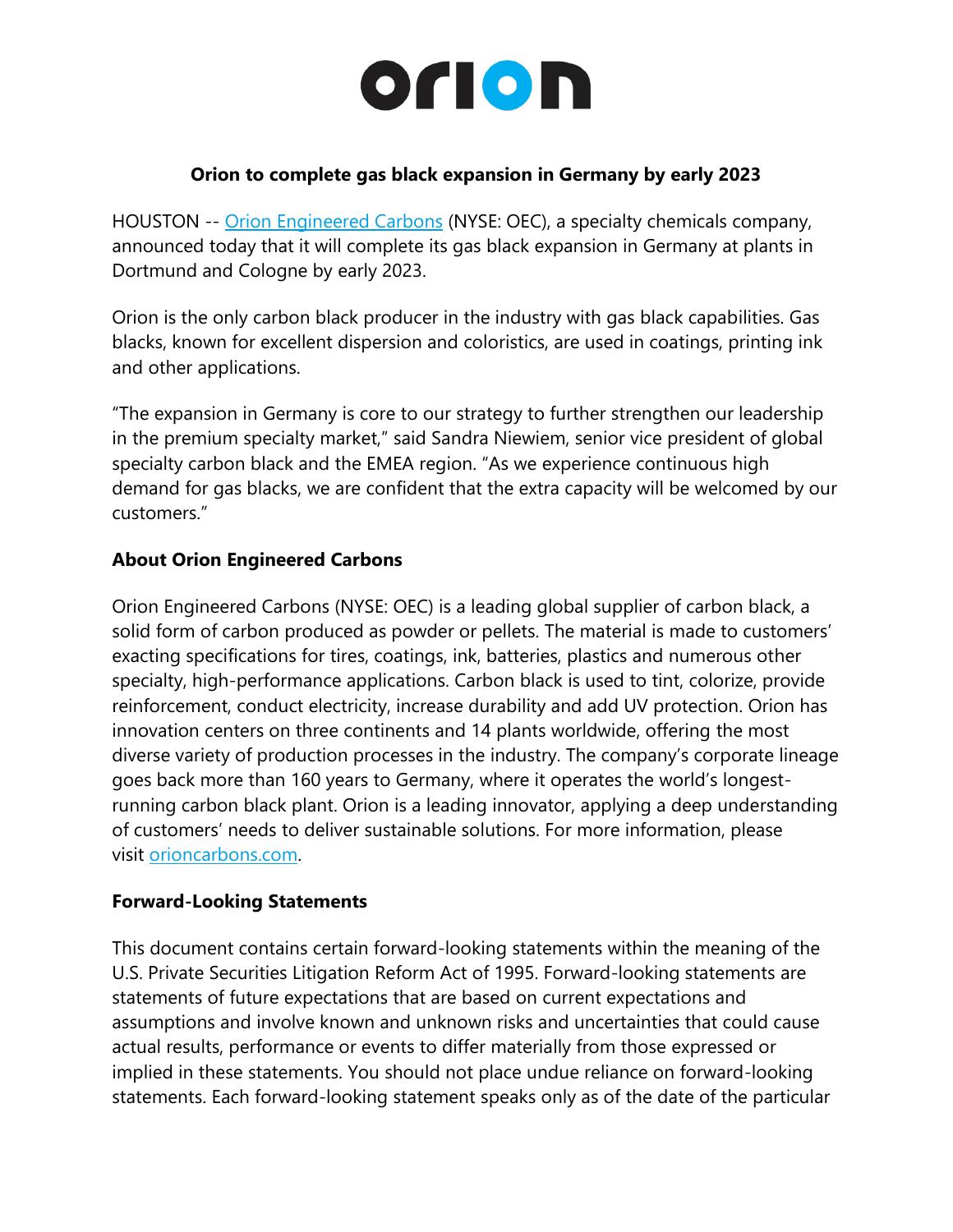**orion**

## Orion to complete gas black expansion in Germany by early 2023

HOUSTON -- [Orion Engineered Carbons](https://www.orioncarbons.com) (NYSE: OEC), a specialty chemicals company, announced today that it will complete its gas black expansion in Germany at plants in Dortmund and Cologne by early 2023.

Orion is the only carbon black producer in the industry with gas black capabilities. Gas blacks, known for excellent dispersion and coloristics, are used in coatings, printing ink and other applications.

"The expansion in Germany is core to our strategy to further strengthen our leadership in the premium specialty market," said Sandra Niewiem, senior vice president of global specialty carbon black and the EMEA region. "As we experience continuous high demand for gas blacks, we are confident that the extra capacity will be welcomed by our customers."

### About Orion Engineered Carbons

Orion Engineered Carbons (NYSE: OEC) is a leading global supplier of carbon black, a solid form of carbon produced as powder or pellets. The material is made to customers' exacting specifications for tires, coatings, ink, batteries, plastics and numerous other specialty, high-performance applications. Carbon black is used to tint, colorize, provide reinforcement, conduct electricity, increase durability and add UV protection. Orion has innovation centers on three continents and 14 plants worldwide, offering the most diverse variety of production processes in the industry. The company's corporate lineage goes back more than 160 years to Germany, where it operates the world's longest-running carbon black plant. Orion is a leading innovator, applying a deep understanding of customers' needs to deliver sustainable solutions. For more information, please visit [orioncarbons.com](https://orioncarbons.com).

### Forward-Looking Statements

This document contains certain forward-looking statements within the meaning of the U.S. Private Securities Litigation Reform Act of 1995. Forward-looking statements are statements of future expectations that are based on current expectations and assumptions and involve known and unknown risks and uncertainties that could cause actual results, performance or events to differ materially from those expressed or implied in these statements. You should not place undue reliance on forward-looking statements. Each forward-looking statement speaks only as of the date of the particular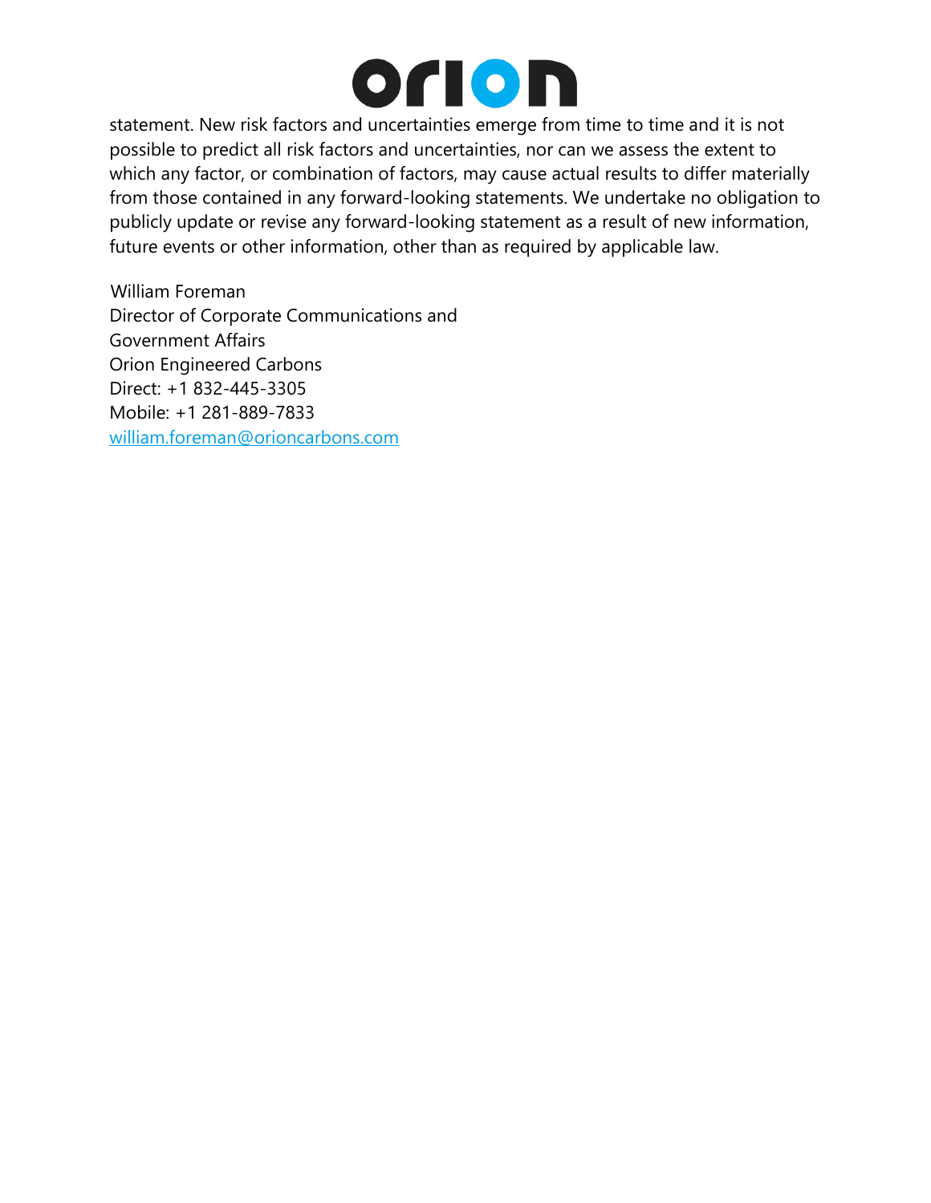statement. New risk factors and uncertainties emerge from time to time and it is not possible to predict all risk factors and uncertainties, nor can we assess the extent to which any factor, or combination of factors, may cause actual results to differ materially from those contained in any forward-looking statements. We undertake no obligation to publicly update or revise any forward-looking statement as a result of new information, future events or other information, other than as required by applicable law.

William Foreman
Director of Corporate Communications and Government Affairs
Orion Engineered Carbons
Direct: +1 832-445-3305
Mobile: +1 281-889-7833
william.foreman@orioncarbons.com